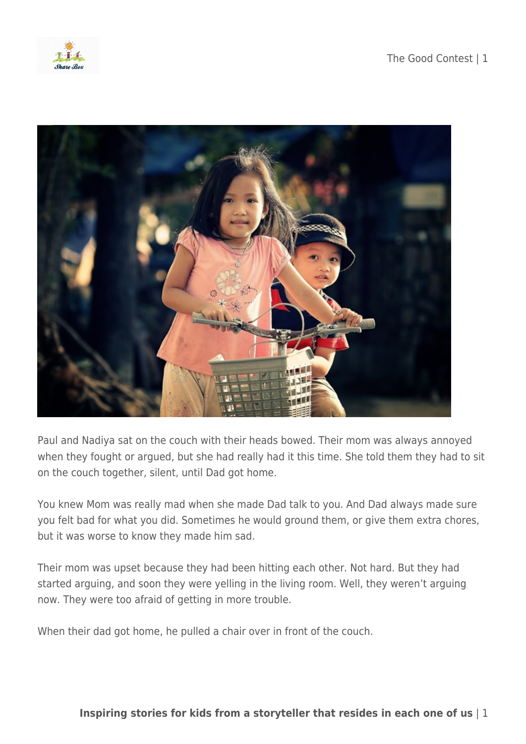Paul and Nadiya sat on the couch with their heads bowed. Their mom was always annoyed when they fought or argued, but she had really had it this time. She told them they had to sit on the couch together, silent, until Dad got home.

You knew Mom was really mad when she made Dad talk to you. And Dad always made sure you felt bad for what you did. Sometimes he would ground them, or give them extra chores, but it was worse to know they made him sad.

Their mom was upset because they had been hitting each other. Not hard. But they had started arguing, and soon they were yelling in the living room. Well, they weren't arguing now. They were too afraid of getting in more trouble.

When their dad got home, he pulled a chair over in front of the couch.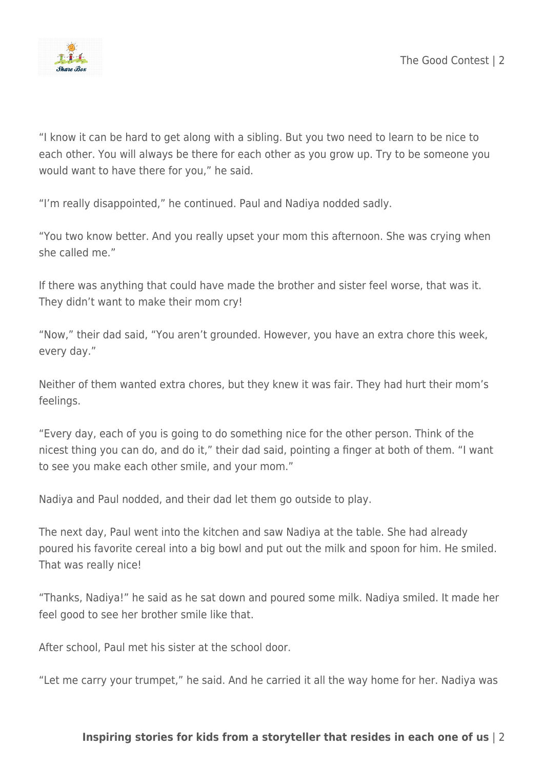"I know it can be hard to get along with a sibling. But you two need to learn to be nice to each other. You will always be there for each other as you grow up. Try to be someone you would want to have there for you," he said.

"I'm really disappointed," he continued. Paul and Nadiya nodded sadly.

"You two know better. And you really upset your mom this afternoon. She was crying when she called me."

If there was anything that could have made the brother and sister feel worse, that was it. They didn't want to make their mom cry!

"Now," their dad said, "You aren't grounded. However, you have an extra chore this week, every day."

Neither of them wanted extra chores, but they knew it was fair. They had hurt their mom's feelings.

"Every day, each of you is going to do something nice for the other person. Think of the nicest thing you can do, and do it," their dad said, pointing a finger at both of them. "I want to see you make each other smile, and your mom."

Nadiya and Paul nodded, and their dad let them go outside to play.

The next day, Paul went into the kitchen and saw Nadiya at the table. She had already poured his favorite cereal into a big bowl and put out the milk and spoon for him. He smiled. That was really nice!

"Thanks, Nadiya!" he said as he sat down and poured some milk. Nadiya smiled. It made her feel good to see her brother smile like that.

After school, Paul met his sister at the school door.

"Let me carry your trumpet," he said. And he carried it all the way home for her. Nadiya was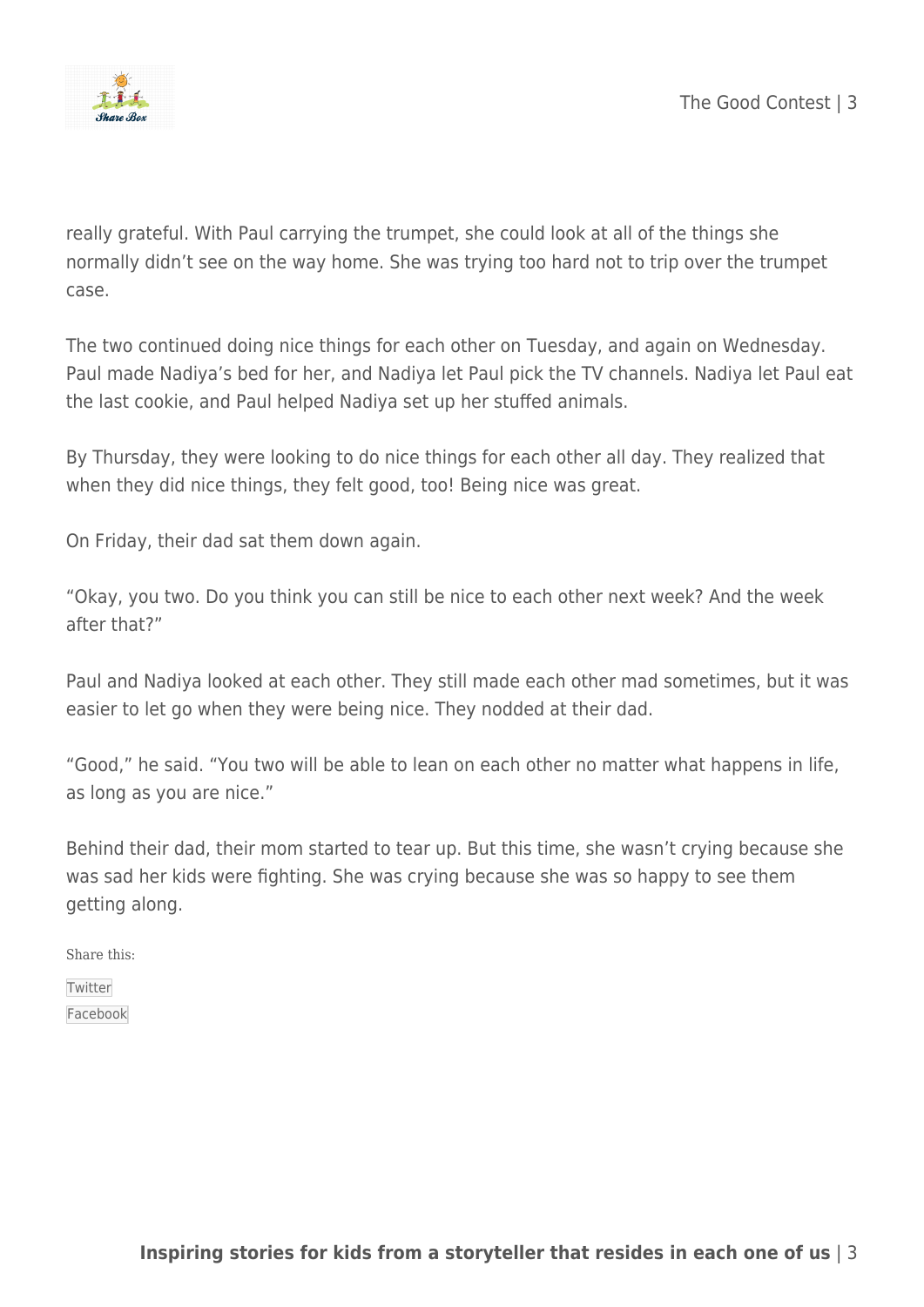really grateful. With Paul carrying the trumpet, she could look at all of the things she normally didn't see on the way home. She was trying too hard not to trip over the trumpet case.

The two continued doing nice things for each other on Tuesday, and again on Wednesday. Paul made Nadiya's bed for her, and Nadiya let Paul pick the TV channels. Nadiya let Paul eat the last cookie, and Paul helped Nadiya set up her stuffed animals.

By Thursday, they were looking to do nice things for each other all day. They realized that when they did nice things, they felt good, too! Being nice was great.

On Friday, their dad sat them down again.

"Okay, you two. Do you think you can still be nice to each other next week? And the week after that?"

Paul and Nadiya looked at each other. They still made each other mad sometimes, but it was easier to let go when they were being nice. They nodded at their dad.

"Good," he said. "You two will be able to lean on each other no matter what happens in life, as long as you are nice."

Behind their dad, their mom started to tear up. But this time, she wasn't crying because she was sad her kids were fighting. She was crying because she was so happy to see them getting along.

Share this:

Twitter

Facebook